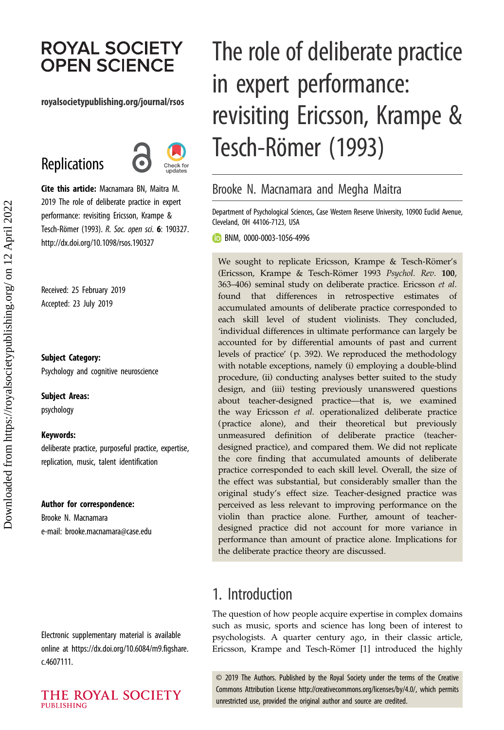# ROYAL SOCIETY OPEN SCIENCE

royalsocietypublishing.org/journal/rsos

Replications

**Cite this article:** Macnamara BN, Maitra M. 2019 The role of deliberate practice in expert performance: revisiting Ericsson, Krampe & Tesch-Römer (1993). *R. Soc. open sci.* **6**: 190327. http://dx.doi.org/10.1098/rsos.190327

Received: 25 February 2019
Accepted: 23 July 2019

**Subject Category:**
Psychology and cognitive neuroscience

**Subject Areas:**
psychology

**Keywords:**
deliberate practice, purposeful practice, expertise, replication, music, talent identification

**Author for correspondence:**
Brooke N. Macnamara
e-mail: brooke.macnamara@case.edu

Electronic supplementary material is available online at https://dx.doi.org/10.6084/m9.figshare.c.4607111.

# The role of deliberate practice in expert performance: revisiting Ericsson, Krampe & Tesch-Römer (1993)

Brooke N. Macnamara and Megha Maitra

Department of Psychological Sciences, Case Western Reserve University, 10900 Euclid Avenue, Cleveland, OH 44106-7123, USA

BNM, 0000-0003-1056-4996

We sought to replicate Ericsson, Krampe & Tesch-Römer's (Ericsson, Krampe & Tesch-Römer 1993 *Psychol. Rev.* **100**, 363–406) seminal study on deliberate practice. Ericsson *et al*. found that differences in retrospective estimates of accumulated amounts of deliberate practice corresponded to each skill level of student violinists. They concluded, 'individual differences in ultimate performance can largely be accounted for by differential amounts of past and current levels of practice' (p. 392). We reproduced the methodology with notable exceptions, namely (i) employing a double-blind procedure, (ii) conducting analyses better suited to the study design, and (iii) testing previously unanswered questions about teacher-designed practice—that is, we examined the way Ericsson *et al*. operationalized deliberate practice (practice alone), and their theoretical but previously unmeasured definition of deliberate practice (teacher-designed practice), and compared them. We did not replicate the core finding that accumulated amounts of deliberate practice corresponded to each skill level. Overall, the size of the effect was substantial, but considerably smaller than the original study's effect size. Teacher-designed practice was perceived as less relevant to improving performance on the violin than practice alone. Further, amount of teacher-designed practice did not account for more variance in performance than amount of practice alone. Implications for the deliberate practice theory are discussed.

## 1. Introduction

The question of how people acquire expertise in complex domains such as music, sports and science has long been of interest to psychologists. A quarter century ago, in their classic article, Ericsson, Krampe and Tesch-Römer [1] introduced the highly

© 2019 The Authors. Published by the Royal Society under the terms of the Creative Commons Attribution License http://creativecommons.org/licenses/by/4.0/, which permits unrestricted use, provided the original author and source are credited.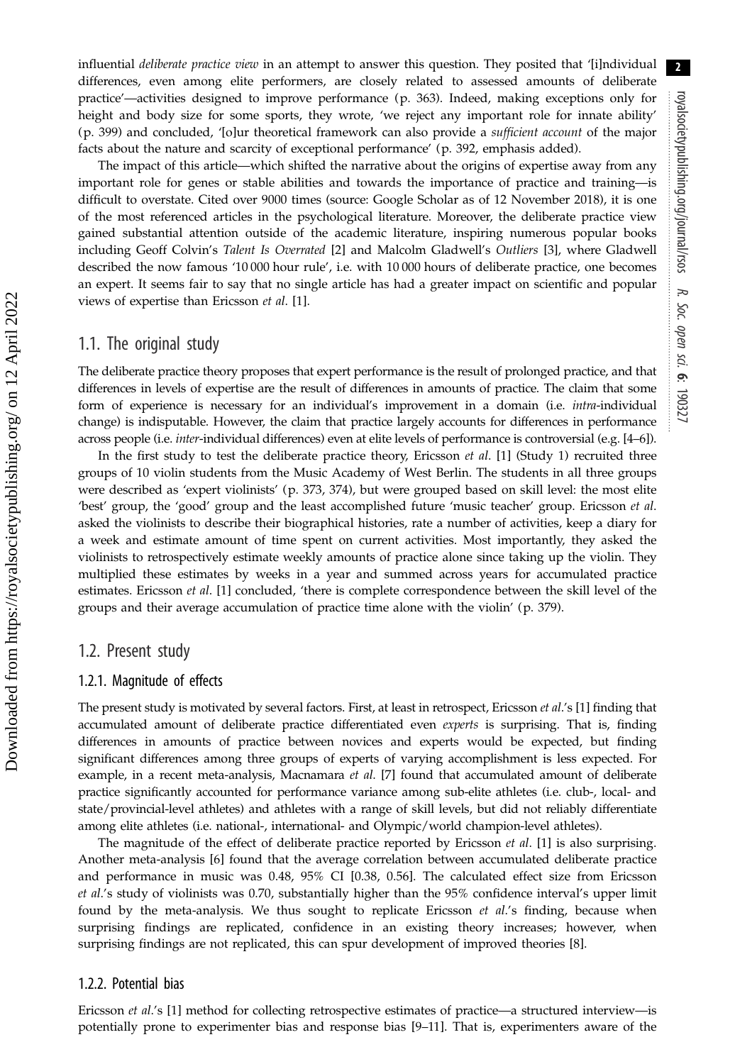influential *deliberate practice view* in an attempt to answer this question. They posited that '[i]ndividual differences, even among elite performers, are closely related to assessed amounts of deliberate practice'—activities designed to improve performance (p. 363). Indeed, making exceptions only for height and body size for some sports, they wrote, 'we reject any important role for innate ability' (p. 399) and concluded, '[o]ur theoretical framework can also provide a *sufficient account* of the major facts about the nature and scarcity of exceptional performance' (p. 392, emphasis added).

The impact of this article—which shifted the narrative about the origins of expertise away from any important role for genes or stable abilities and towards the importance of practice and training—is difficult to overstate. Cited over 9000 times (source: Google Scholar as of 12 November 2018), it is one of the most referenced articles in the psychological literature. Moreover, the deliberate practice view gained substantial attention outside of the academic literature, inspiring numerous popular books including Geoff Colvin's *Talent Is Overrated* [2] and Malcolm Gladwell's *Outliers* [3], where Gladwell described the now famous '10 000 hour rule', i.e. with 10 000 hours of deliberate practice, one becomes an expert. It seems fair to say that no single article has had a greater impact on scientific and popular views of expertise than Ericsson *et al*. [1].

## 1.1. The original study

The deliberate practice theory proposes that expert performance is the result of prolonged practice, and that differences in levels of expertise are the result of differences in amounts of practice. The claim that some form of experience is necessary for an individual's improvement in a domain (i.e. *intra*-individual change) is indisputable. However, the claim that practice largely accounts for differences in performance across people (i.e. *inter*-individual differences) even at elite levels of performance is controversial (e.g. [4–6]).

In the first study to test the deliberate practice theory, Ericsson *et al*. [1] (Study 1) recruited three groups of 10 violin students from the Music Academy of West Berlin. The students in all three groups were described as 'expert violinists' (p. 373, 374), but were grouped based on skill level: the most elite 'best' group, the 'good' group and the least accomplished future 'music teacher' group. Ericsson *et al*. asked the violinists to describe their biographical histories, rate a number of activities, keep a diary for a week and estimate amount of time spent on current activities. Most importantly, they asked the violinists to retrospectively estimate weekly amounts of practice alone since taking up the violin. They multiplied these estimates by weeks in a year and summed across years for accumulated practice estimates. Ericsson *et al*. [1] concluded, 'there is complete correspondence between the skill level of the groups and their average accumulation of practice time alone with the violin' (p. 379).

## 1.2. Present study

### 1.2.1. Magnitude of effects

The present study is motivated by several factors. First, at least in retrospect, Ericsson *et al*.'s [1] finding that accumulated amount of deliberate practice differentiated even *experts* is surprising. That is, finding differences in amounts of practice between novices and experts would be expected, but finding significant differences among three groups of experts of varying accomplishment is less expected. For example, in a recent meta-analysis, Macnamara *et al*. [7] found that accumulated amount of deliberate practice significantly accounted for performance variance among sub-elite athletes (i.e. club-, local- and state/provincial-level athletes) and athletes with a range of skill levels, but did not reliably differentiate among elite athletes (i.e. national-, international- and Olympic/world champion-level athletes).

The magnitude of the effect of deliberate practice reported by Ericsson *et al*. [1] is also surprising. Another meta-analysis [6] found that the average correlation between accumulated deliberate practice and performance in music was 0.48, 95% CI [0.38, 0.56]. The calculated effect size from Ericsson *et al*.'s study of violinists was 0.70, substantially higher than the 95% confidence interval's upper limit found by the meta-analysis. We thus sought to replicate Ericsson *et al*.'s finding, because when surprising findings are replicated, confidence in an existing theory increases; however, when surprising findings are not replicated, this can spur development of improved theories [8].

### 1.2.2. Potential bias

Ericsson *et al*.'s [1] method for collecting retrospective estimates of practice—a structured interview—is potentially prone to experimenter bias and response bias [9–11]. That is, experimenters aware of the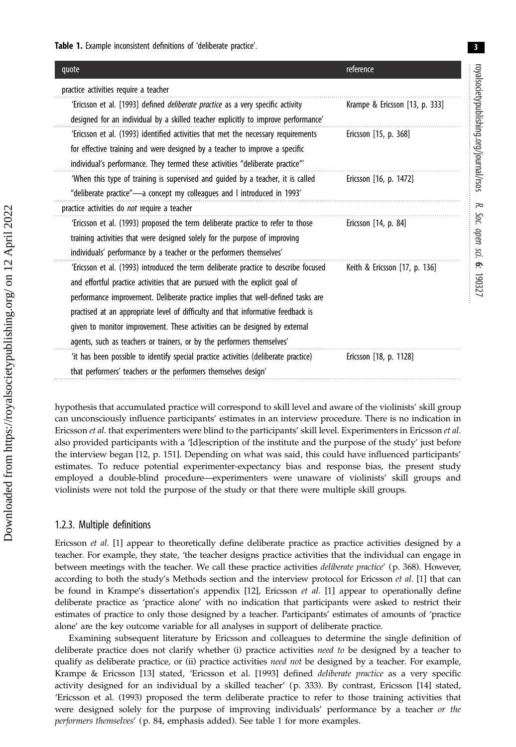**Table 1.** Example inconsistent definitions of 'deliberate practice'.

| quote | reference |
|---|---|
| practice activities require a teacher | |
| 'Ericsson et al. [1993] defined *deliberate practice* as a very specific activity designed for an individual by a skilled teacher explicitly to improve performance' | Krampe & Ericsson [13, p. 333] |
| 'Ericsson et al. (1993) identified activities that met the necessary requirements for effective training and were designed by a teacher to improve a specific individual's performance. They termed these activities "deliberate practice"' | Ericsson [15, p. 368] |
| 'When this type of training is supervised and guided by a teacher, it is called "deliberate practice"—a concept my colleagues and I introduced in 1993' | Ericsson [16, p. 1472] |
| practice activities do *not* require a teacher | |
| 'Ericsson et al. (1993) proposed the term deliberate practice to refer to those training activities that were designed solely for the purpose of improving individuals' performance by a teacher or the performers themselves' | Ericsson [14, p. 84] |
| 'Ericsson et al. (1993) introduced the term deliberate practice to describe focused and effortful practice activities that are pursued with the explicit goal of performance improvement. Deliberate practice implies that well-defined tasks are practised at an appropriate level of difficulty and that informative feedback is given to monitor improvement. These activities can be designed by external agents, such as teachers or trainers, or by the performers themselves' | Keith & Ericsson [17, p. 136] |
| 'it has been possible to identify special practice activities (deliberate practice) that performers' teachers or the performers themselves design' | Ericsson [18, p. 1128] |

hypothesis that accumulated practice will correspond to skill level and aware of the violinists' skill group can unconsciously influence participants' estimates in an interview procedure. There is no indication in Ericsson *et al.* that experimenters were blind to the participants' skill level. Experimenters in Ericsson *et al.* also provided participants with a '[d]escription of the institute and the purpose of the study' just before the interview began [12, p. 151]. Depending on what was said, this could have influenced participants' estimates. To reduce potential experimenter-expectancy bias and response bias, the present study employed a double-blind procedure—experimenters were unaware of violinists' skill groups and violinists were not told the purpose of the study or that there were multiple skill groups.

### 1.2.3. Multiple definitions

Ericsson *et al.* [1] appear to theoretically define deliberate practice as practice activities designed by a teacher. For example, they state, 'the teacher designs practice activities that the individual can engage in between meetings with the teacher. We call these practice activities *deliberate practice*' (p. 368). However, according to both the study's Methods section and the interview protocol for Ericsson *et al.* [1] that can be found in Krampe's dissertation's appendix [12], Ericsson *et al.* [1] appear to operationally define deliberate practice as 'practice alone' with no indication that participants were asked to restrict their estimates of practice to only those designed by a teacher. Participants' estimates of amounts of 'practice alone' are the key outcome variable for all analyses in support of deliberate practice.

Examining subsequent literature by Ericsson and colleagues to determine the single definition of deliberate practice does not clarify whether (i) practice activities *need to* be designed by a teacher to qualify as deliberate practice, or (ii) practice activities *need not* be designed by a teacher. For example, Krampe & Ericsson [13] stated, 'Ericsson et al. [1993] defined *deliberate practice* as a very specific activity designed for an individual by a skilled teacher' (p. 333). By contrast, Ericsson [14] stated, 'Ericsson et al. (1993) proposed the term deliberate practice to refer to those training activities that were designed solely for the purpose of improving individuals' performance by a teacher *or the performers themselves*' (p. 84, emphasis added). See table 1 for more examples.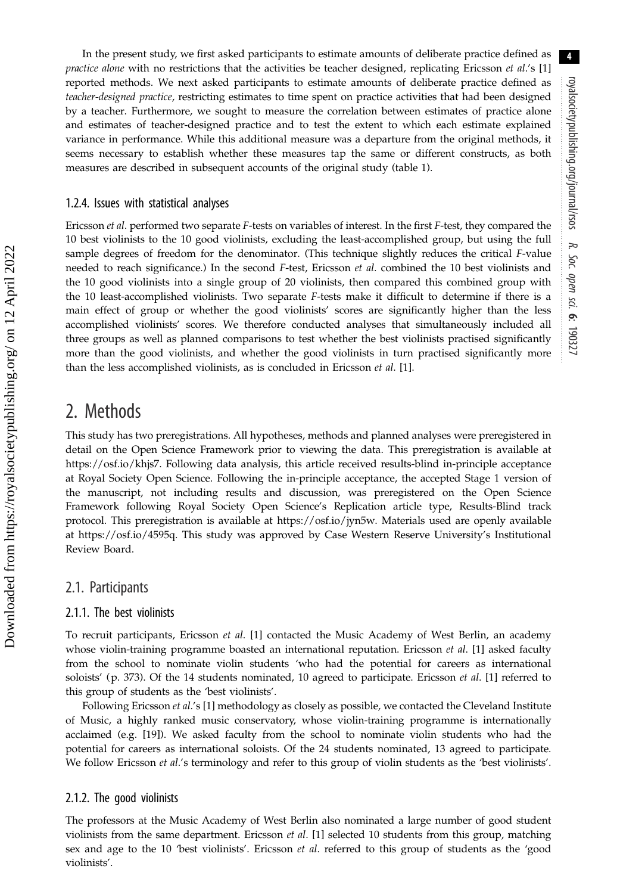In the present study, we first asked participants to estimate amounts of deliberate practice defined as *practice alone* with no restrictions that the activities be teacher designed, replicating Ericsson *et al*.'s [1] reported methods. We next asked participants to estimate amounts of deliberate practice defined as *teacher-designed practice*, restricting estimates to time spent on practice activities that had been designed by a teacher. Furthermore, we sought to measure the correlation between estimates of practice alone and estimates of teacher-designed practice and to test the extent to which each estimate explained variance in performance. While this additional measure was a departure from the original methods, it seems necessary to establish whether these measures tap the same or different constructs, as both measures are described in subsequent accounts of the original study (table 1).

### 1.2.4. Issues with statistical analyses

Ericsson *et al*. performed two separate *F*-tests on variables of interest. In the first *F*-test, they compared the 10 best violinists to the 10 good violinists, excluding the least-accomplished group, but using the full sample degrees of freedom for the denominator. (This technique slightly reduces the critical *F*-value needed to reach significance.) In the second *F*-test, Ericsson *et al*. combined the 10 best violinists and the 10 good violinists into a single group of 20 violinists, then compared this combined group with the 10 least-accomplished violinists. Two separate *F*-tests make it difficult to determine if there is a main effect of group or whether the good violinists' scores are significantly higher than the less accomplished violinists' scores. We therefore conducted analyses that simultaneously included all three groups as well as planned comparisons to test whether the best violinists practised significantly more than the good violinists, and whether the good violinists in turn practised significantly more than the less accomplished violinists, as is concluded in Ericsson *et al*. [1].

# 2. Methods

This study has two preregistrations. All hypotheses, methods and planned analyses were preregistered in detail on the Open Science Framework prior to viewing the data. This preregistration is available at https://osf.io/khjs7. Following data analysis, this article received results-blind in-principle acceptance at Royal Society Open Science. Following the in-principle acceptance, the accepted Stage 1 version of the manuscript, not including results and discussion, was preregistered on the Open Science Framework following Royal Society Open Science's Replication article type, Results-Blind track protocol. This preregistration is available at https://osf.io/jyn5w. Materials used are openly available at https://osf.io/4595q. This study was approved by Case Western Reserve University's Institutional Review Board.

## 2.1. Participants

### 2.1.1. The best violinists

To recruit participants, Ericsson *et al*. [1] contacted the Music Academy of West Berlin, an academy whose violin-training programme boasted an international reputation. Ericsson *et al*. [1] asked faculty from the school to nominate violin students 'who had the potential for careers as international soloists' (p. 373). Of the 14 students nominated, 10 agreed to participate. Ericsson *et al*. [1] referred to this group of students as the 'best violinists'.

Following Ericsson *et al*.'s [1] methodology as closely as possible, we contacted the Cleveland Institute of Music, a highly ranked music conservatory, whose violin-training programme is internationally acclaimed (e.g. [19]). We asked faculty from the school to nominate violin students who had the potential for careers as international soloists. Of the 24 students nominated, 13 agreed to participate. We follow Ericsson *et al*.'s terminology and refer to this group of violin students as the 'best violinists'.

### 2.1.2. The good violinists

The professors at the Music Academy of West Berlin also nominated a large number of good student violinists from the same department. Ericsson *et al*. [1] selected 10 students from this group, matching sex and age to the 10 'best violinists'. Ericsson *et al*. referred to this group of students as the 'good violinists'.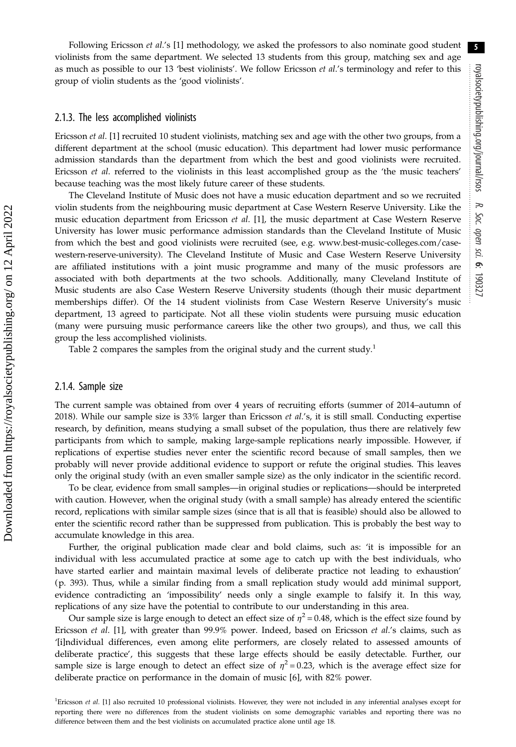Following Ericsson *et al.*'s [1] methodology, we asked the professors to also nominate good student violinists from the same department. We selected 13 students from this group, matching sex and age as much as possible to our 13 'best violinists'. We follow Ericsson *et al.*'s terminology and refer to this group of violin students as the 'good violinists'.

### 2.1.3. The less accomplished violinists

Ericsson *et al.* [1] recruited 10 student violinists, matching sex and age with the other two groups, from a different department at the school (music education). This department had lower music performance admission standards than the department from which the best and good violinists were recruited. Ericsson *et al.* referred to the violinists in this least accomplished group as the 'the music teachers' because teaching was the most likely future career of these students.

The Cleveland Institute of Music does not have a music education department and so we recruited violin students from the neighbouring music department at Case Western Reserve University. Like the music education department from Ericsson *et al.* [1], the music department at Case Western Reserve University has lower music performance admission standards than the Cleveland Institute of Music from which the best and good violinists were recruited (see, e.g. www.best-music-colleges.com/case-western-reserve-university). The Cleveland Institute of Music and Case Western Reserve University are affiliated institutions with a joint music programme and many of the music professors are associated with both departments at the two schools. Additionally, many Cleveland Institute of Music students are also Case Western Reserve University students (though their music department memberships differ). Of the 14 student violinists from Case Western Reserve University's music department, 13 agreed to participate. Not all these violin students were pursuing music education (many were pursuing music performance careers like the other two groups), and thus, we call this group the less accomplished violinists.

Table 2 compares the samples from the original study and the current study.[1]

### 2.1.4. Sample size

The current sample was obtained from over 4 years of recruiting efforts (summer of 2014–autumn of 2018). While our sample size is 33% larger than Ericsson *et al.*'s, it is still small. Conducting expertise research, by definition, means studying a small subset of the population, thus there are relatively few participants from which to sample, making large-sample replications nearly impossible. However, if replications of expertise studies never enter the scientific record because of small samples, then we probably will never provide additional evidence to support or refute the original studies. This leaves only the original study (with an even smaller sample size) as the only indicator in the scientific record.

To be clear, evidence from small samples—in original studies or replications—should be interpreted with caution. However, when the original study (with a small sample) has already entered the scientific record, replications with similar sample sizes (since that is all that is feasible) should also be allowed to enter the scientific record rather than be suppressed from publication. This is probably the best way to accumulate knowledge in this area.

Further, the original publication made clear and bold claims, such as: 'it is impossible for an individual with less accumulated practice at some age to catch up with the best individuals, who have started earlier and maintain maximal levels of deliberate practice not leading to exhaustion' (p. 393). Thus, while a similar finding from a small replication study would add minimal support, evidence contradicting an 'impossibility' needs only a single example to falsify it. In this way, replications of any size have the potential to contribute to our understanding in this area.

Our sample size is large enough to detect an effect size of $\eta^2 = 0.48$, which is the effect size found by Ericsson *et al.* [1], with greater than 99.9% power. Indeed, based on Ericsson *et al.*'s claims, such as '[i]ndividual differences, even among elite performers, are closely related to assessed amounts of deliberate practice', this suggests that these large effects should be easily detectable. Further, our sample size is large enough to detect an effect size of $\eta^2 = 0.23$, which is the average effect size for deliberate practice on performance in the domain of music [6], with 82% power.

[1]Ericsson *et al.* [1] also recruited 10 professional violinists. However, they were not included in any inferential analyses except for reporting there were no differences from the student violinists on some demographic variables and reporting there was no difference between them and the best violinists on accumulated practice alone until age 18.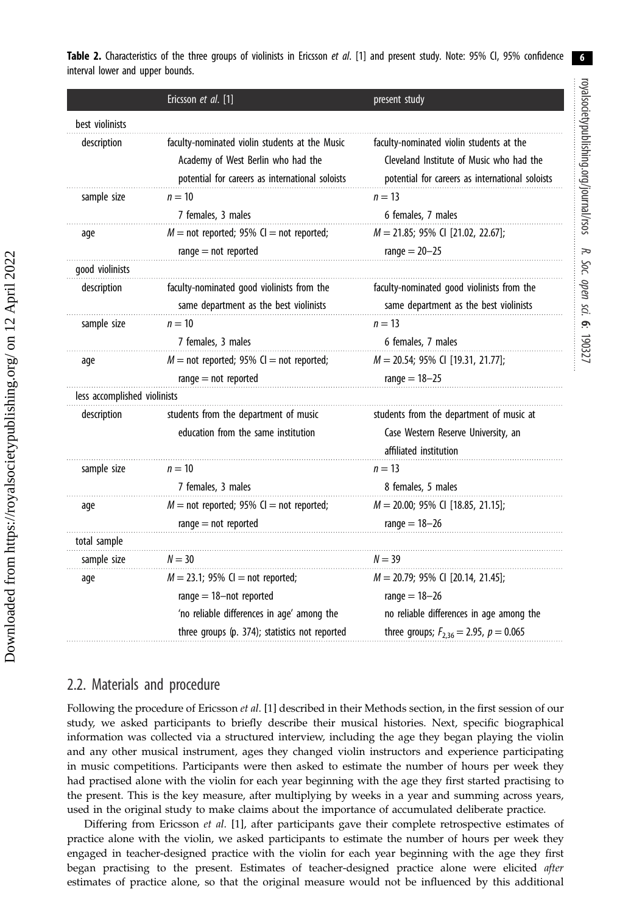**Table 2.** Characteristics of the three groups of violinists in Ericsson *et al*. [1] and present study. Note: 95% CI, 95% confidence interval lower and upper bounds.

| | Ericsson *et al*. [1] | present study |
|---|---|---|
| best violinists | | |
| description | faculty-nominated violin students at the Music Academy of West Berlin who had the potential for careers as international soloists | faculty-nominated violin students at the Cleveland Institute of Music who had the potential for careers as international soloists |
| sample size | $n = 10$<br>7 females, 3 males | $n = 13$<br>6 females, 7 males |
| age | $M$ = not reported; 95% CI = not reported; range = not reported | $M = 21.85$; 95% CI [21.02, 22.67]; range = 20–25 |
| good violinists | | |
| description | faculty-nominated good violinists from the same department as the best violinists | faculty-nominated good violinists from the same department as the best violinists |
| sample size | $n = 10$<br>7 females, 3 males | $n = 13$<br>6 females, 7 males |
| age | $M$ = not reported; 95% CI = not reported; range = not reported | $M = 20.54$; 95% CI [19.31, 21.77]; range = 18–25 |
| less accomplished violinists | | |
| description | students from the department of music education from the same institution | students from the department of music at Case Western Reserve University, an affiliated institution |
| sample size | $n = 10$<br>7 females, 3 males | $n = 13$<br>8 females, 5 males |
| age | $M$ = not reported; 95% CI = not reported; range = not reported | $M = 20.00$; 95% CI [18.85, 21.15]; range = 18–26 |
| total sample | | |
| sample size | $N = 30$ | $N = 39$ |
| age | $M = 23.1$; 95% CI = not reported; range = 18–not reported 'no reliable differences in age' among the three groups (p. 374); statistics not reported | $M = 20.79$; 95% CI [20.14, 21.45]; range = 18–26 no reliable differences in age among the three groups; $F_{2,36} = 2.95$, $p = 0.065$ |

## 2.2. Materials and procedure

Following the procedure of Ericsson *et al*. [1] described in their Methods section, in the first session of our study, we asked participants to briefly describe their musical histories. Next, specific biographical information was collected via a structured interview, including the age they began playing the violin and any other musical instrument, ages they changed violin instructors and experience participating in music competitions. Participants were then asked to estimate the number of hours per week they had practised alone with the violin for each year beginning with the age they first started practising to the present. This is the key measure, after multiplying by weeks in a year and summing across years, used in the original study to make claims about the importance of accumulated deliberate practice.

Differing from Ericsson *et al*. [1], after participants gave their complete retrospective estimates of practice alone with the violin, we asked participants to estimate the number of hours per week they engaged in teacher-designed practice with the violin for each year beginning with the age they first began practising to the present. Estimates of teacher-designed practice alone were elicited *after* estimates of practice alone, so that the original measure would not be influenced by this additional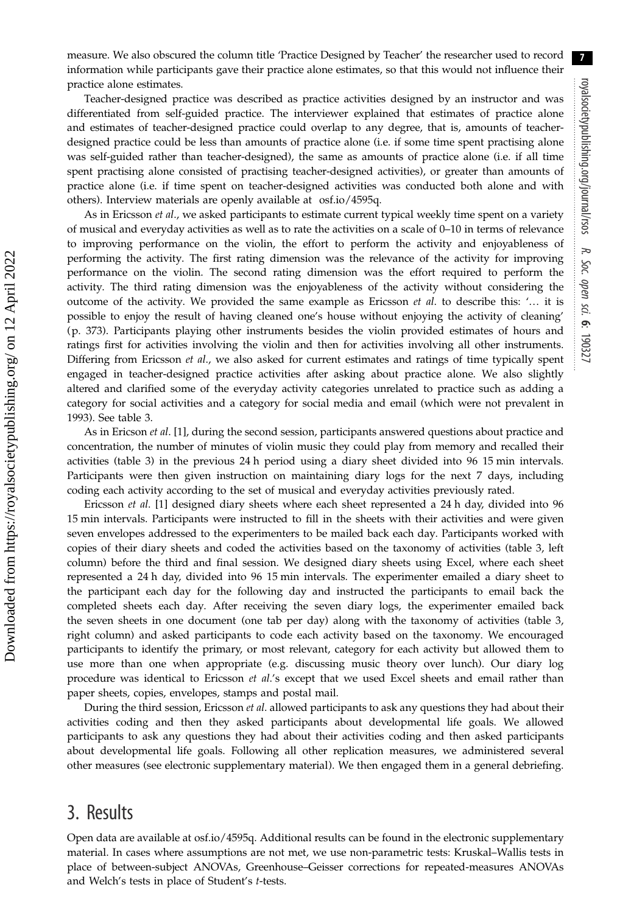measure. We also obscured the column title 'Practice Designed by Teacher' the researcher used to record information while participants gave their practice alone estimates, so that this would not influence their practice alone estimates.

Teacher-designed practice was described as practice activities designed by an instructor and was differentiated from self-guided practice. The interviewer explained that estimates of practice alone and estimates of teacher-designed practice could overlap to any degree, that is, amounts of teacher-designed practice could be less than amounts of practice alone (i.e. if some time spent practising alone was self-guided rather than teacher-designed), the same as amounts of practice alone (i.e. if all time spent practising alone consisted of practising teacher-designed activities), or greater than amounts of practice alone (i.e. if time spent on teacher-designed activities was conducted both alone and with others). Interview materials are openly available at osf.io/4595q.

As in Ericsson *et al*., we asked participants to estimate current typical weekly time spent on a variety of musical and everyday activities as well as to rate the activities on a scale of 0–10 in terms of relevance to improving performance on the violin, the effort to perform the activity and enjoyableness of performing the activity. The first rating dimension was the relevance of the activity for improving performance on the violin. The second rating dimension was the effort required to perform the activity. The third rating dimension was the enjoyableness of the activity without considering the outcome of the activity. We provided the same example as Ericsson *et al*. to describe this: '… it is possible to enjoy the result of having cleaned one's house without enjoying the activity of cleaning' (p. 373). Participants playing other instruments besides the violin provided estimates of hours and ratings first for activities involving the violin and then for activities involving all other instruments. Differing from Ericsson *et al*., we also asked for current estimates and ratings of time typically spent engaged in teacher-designed practice activities after asking about practice alone. We also slightly altered and clarified some of the everyday activity categories unrelated to practice such as adding a category for social activities and a category for social media and email (which were not prevalent in 1993). See table 3.

As in Ericson *et al*. [1], during the second session, participants answered questions about practice and concentration, the number of minutes of violin music they could play from memory and recalled their activities (table 3) in the previous 24 h period using a diary sheet divided into 96 15 min intervals. Participants were then given instruction on maintaining diary logs for the next 7 days, including coding each activity according to the set of musical and everyday activities previously rated.

Ericsson *et al*. [1] designed diary sheets where each sheet represented a 24 h day, divided into 96 15 min intervals. Participants were instructed to fill in the sheets with their activities and were given seven envelopes addressed to the experimenters to be mailed back each day. Participants worked with copies of their diary sheets and coded the activities based on the taxonomy of activities (table 3, left column) before the third and final session. We designed diary sheets using Excel, where each sheet represented a 24 h day, divided into 96 15 min intervals. The experimenter emailed a diary sheet to the participant each day for the following day and instructed the participants to email back the completed sheets each day. After receiving the seven diary logs, the experimenter emailed back the seven sheets in one document (one tab per day) along with the taxonomy of activities (table 3, right column) and asked participants to code each activity based on the taxonomy. We encouraged participants to identify the primary, or most relevant, category for each activity but allowed them to use more than one when appropriate (e.g. discussing music theory over lunch). Our diary log procedure was identical to Ericsson *et al*.'s except that we used Excel sheets and email rather than paper sheets, copies, envelopes, stamps and postal mail.

During the third session, Ericsson *et al*. allowed participants to ask any questions they had about their activities coding and then they asked participants about developmental life goals. We allowed participants to ask any questions they had about their activities coding and then asked participants about developmental life goals. Following all other replication measures, we administered several other measures (see electronic supplementary material). We then engaged them in a general debriefing.

## 3. Results

Open data are available at osf.io/4595q. Additional results can be found in the electronic supplementary material. In cases where assumptions are not met, we use non-parametric tests: Kruskal–Wallis tests in place of between-subject ANOVAs, Greenhouse–Geisser corrections for repeated-measures ANOVAs and Welch's tests in place of Student's *t*-tests.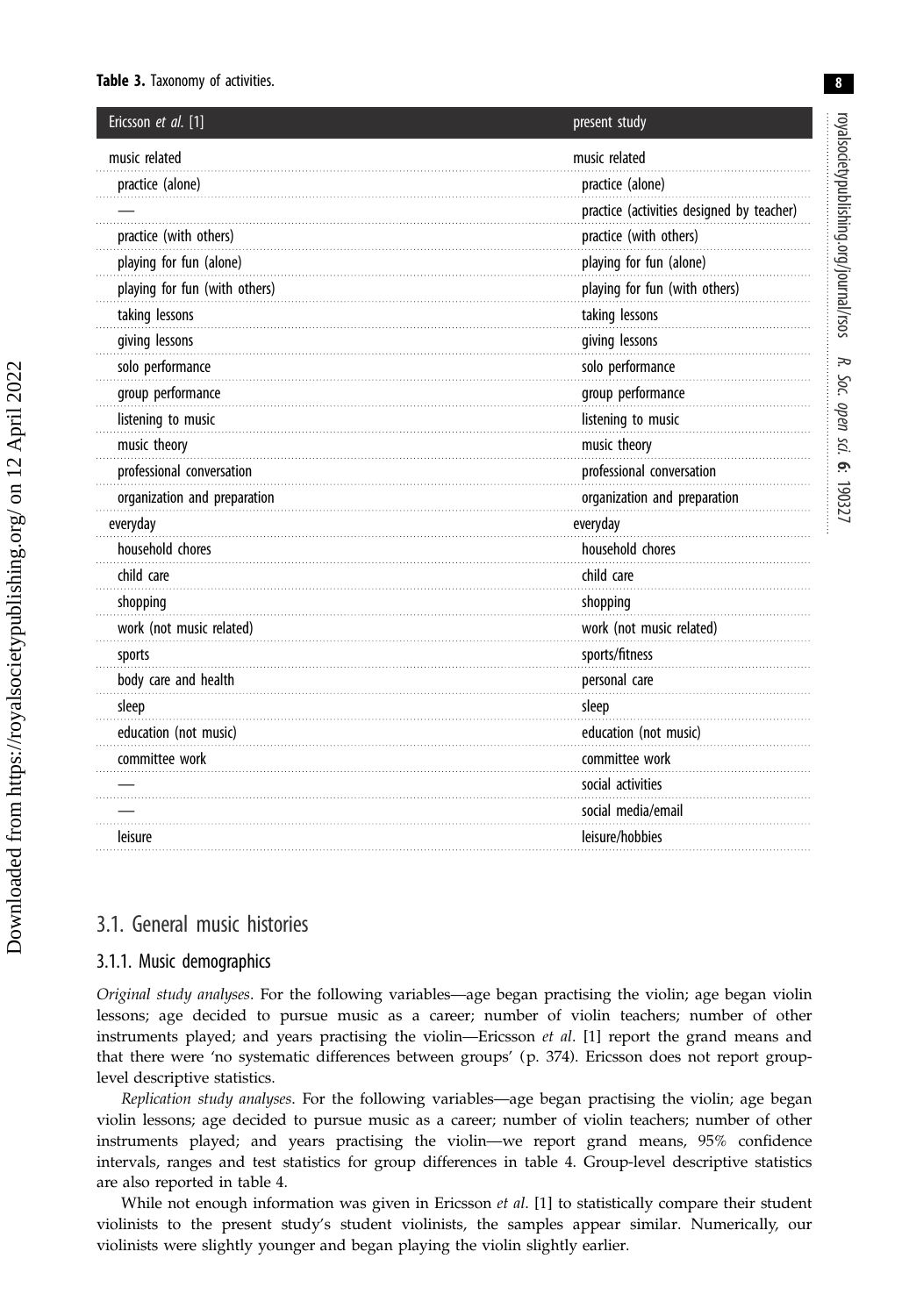**Table 3.** Taxonomy of activities.

| Ericsson *et al.* [1] | present study |
|---|---|
| music related | music related |
| practice (alone) | practice (alone) |
| — | practice (activities designed by teacher) |
| practice (with others) | practice (with others) |
| playing for fun (alone) | playing for fun (alone) |
| playing for fun (with others) | playing for fun (with others) |
| taking lessons | taking lessons |
| giving lessons | giving lessons |
| solo performance | solo performance |
| group performance | group performance |
| listening to music | listening to music |
| music theory | music theory |
| professional conversation | professional conversation |
| organization and preparation | organization and preparation |
| everyday | everyday |
| household chores | household chores |
| child care | child care |
| shopping | shopping |
| work (not music related) | work (not music related) |
| sports | sports/fitness |
| body care and health | personal care |
| sleep | sleep |
| education (not music) | education (not music) |
| committee work | committee work |
| — | social activities |
| — | social media/email |
| leisure | leisure/hobbies |

## 3.1. General music histories

### 3.1.1. Music demographics

*Original study analyses*. For the following variables—age began practising the violin; age began violin lessons; age decided to pursue music as a career; number of violin teachers; number of other instruments played; and years practising the violin—Ericsson *et al*. [1] report the grand means and that there were 'no systematic differences between groups' (p. 374). Ericsson does not report group-level descriptive statistics.

*Replication study analyses*. For the following variables—age began practising the violin; age began violin lessons; age decided to pursue music as a career; number of violin teachers; number of other instruments played; and years practising the violin—we report grand means, 95% confidence intervals, ranges and test statistics for group differences in table 4. Group-level descriptive statistics are also reported in table 4.

While not enough information was given in Ericsson *et al*. [1] to statistically compare their student violinists to the present study's student violinists, the samples appear similar. Numerically, our violinists were slightly younger and began playing the violin slightly earlier.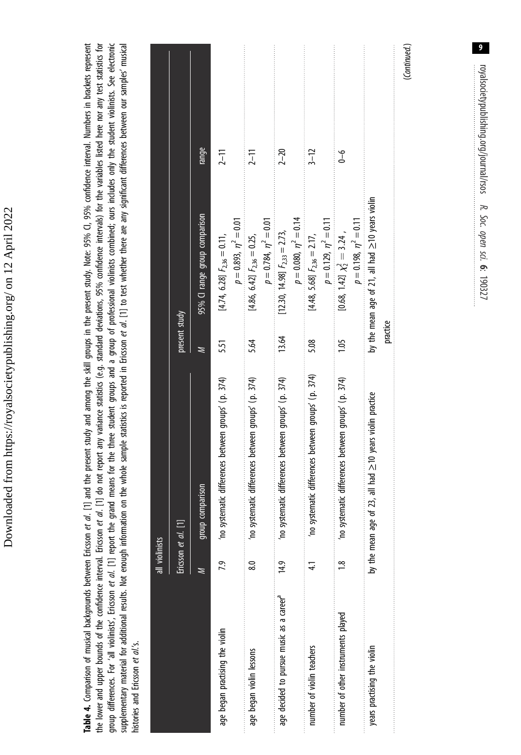**Table 4.** Comparison of musical backgrounds between Ericsson *et al*. [1] and the present study and among the skill groups in the present study. Note: 95% CI, 95% confidence interval. Numbers in brackets represent the lower and upper bounds of the confidence interval. Ericsson *et al*. [1] do not report any variance statistics (e.g. standard deviations, 95% confidence intervals) for the variables listed here nor any test statistics for group differences. For 'all violinists', Ericsson *et al*. [1] report the grand means for the three student groups and a group of professional violinists combined; ours includes only the student violinists. See electronic supplementary material for additional results. Not enough information on the whole sample statistics is reported in Ericsson *et al*. [1] to test whether there are any significant differences between our samples' musical histories and Ericsson *et al*.'s.

| | all violinists | | | | |
|---|---|---|---|---|---|
| | Ericsson *et al*. [1] | | present study | | |
| | *M* | group comparison | *M* | 95% CI range group comparison | range |
| age began practising the violin | 7.9 | 'no systematic differences between groups' (p. 374) | 5.51 | [4.74, 6.28] $F_{2,36} = 0.11$, $p = 0.893$, $\eta^2 = 0.01$ | 2–11 |
| age began violin lessons | 8.0 | 'no systematic differences between groups' (p. 374) | 5.64 | [4.86, 6.42] $F_{2,36} = 0.25$, $p = 0.784$, $\eta^2 = 0.01$ | 2–11 |
| age decided to pursue music as a career[a] | 14.9 | 'no systematic differences between groups' (p. 374) | 13.64 | [12.30, 14.98] $F_{2,33} = 2.73$, $p = 0.080$, $\eta^2 = 0.14$ | 2–20 |
| number of violin teachers | 4.1 | 'no systematic differences between groups' (p. 374) | 5.08 | [4.48, 5.68] $F_{2,36} = 2.17$, $p = 0.129$, $\eta^2 = 0.11$ | 3–12 |
| number of other instruments played | 1.8 | 'no systematic differences between groups' (p. 374) | 1.05 | [0.68, 1.42] $\chi^2_2 = 3.24$ , $p = 0.198$, $\eta^2 = 0.11$ | 0–6 |
| years practising the violin | by the mean age of 23, all had ≥10 years violin practice | | by the mean age of 21, all had ≥10 years violin practice | | |

(*Continued*.)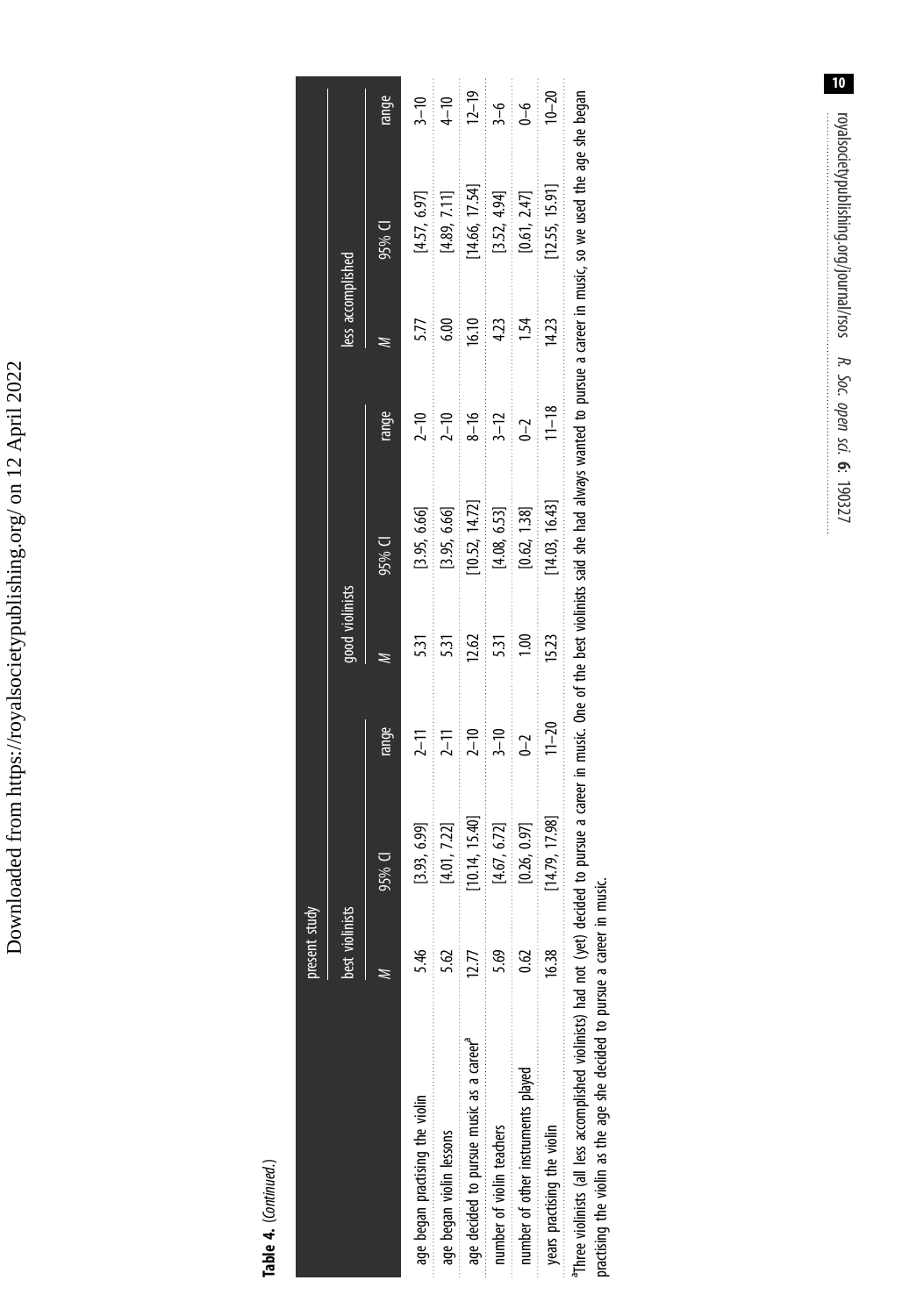**Table 4.** (*Continued.*)

| | present study | | | | | | | | |
|---|---|---|---|---|---|---|---|---|---|
| | best violinists | | | good violinists | | | less accomplished | | |
| | *M* | 95% CI | range | *M* | 95% CI | range | *M* | 95% CI | range |
| age began practising the violin | 5.46 | [3.93, 6.99] | 2–11 | 5.31 | [3.95, 6.66] | 2–10 | 5.77 | [4.57, 6.97] | 3–10 |
| age began violin lessons | 5.62 | [4.01, 7.22] | 2–11 | 5.31 | [3.95, 6.66] | 2–10 | 6.00 | [4.89, 7.11] | 4–10 |
| age decided to pursue music as a career[a] | 12.77 | [10.14, 15.40] | 2–10 | 12.62 | [10.52, 14.72] | 8–16 | 16.10 | [14.66, 17.54] | 12–19 |
| number of violin teachers | 5.69 | [4.67, 6.72] | 3–10 | 5.31 | [4.08, 6.53] | 3–12 | 4.23 | [3.52, 4.94] | 3–6 |
| number of other instruments played | 0.62 | [0.26, 0.97] | 0–2 | 1.00 | [0.62, 1.38] | 0–2 | 1.54 | [0.61, 2.47] | 0–6 |
| years practising the violin | 16.38 | [14.79, 17.98] | 11–20 | 15.23 | [14.03, 16.43] | 11–18 | 14.23 | [12.55, 15.91] | 10–20 |

[a]Three violinists (all less accomplished violinists) had not (yet) decided to pursue a career in music. One of the best violinists said she had always wanted to pursue a career in music, so we used the age she began practising the violin as the age she decided to pursue a career in music.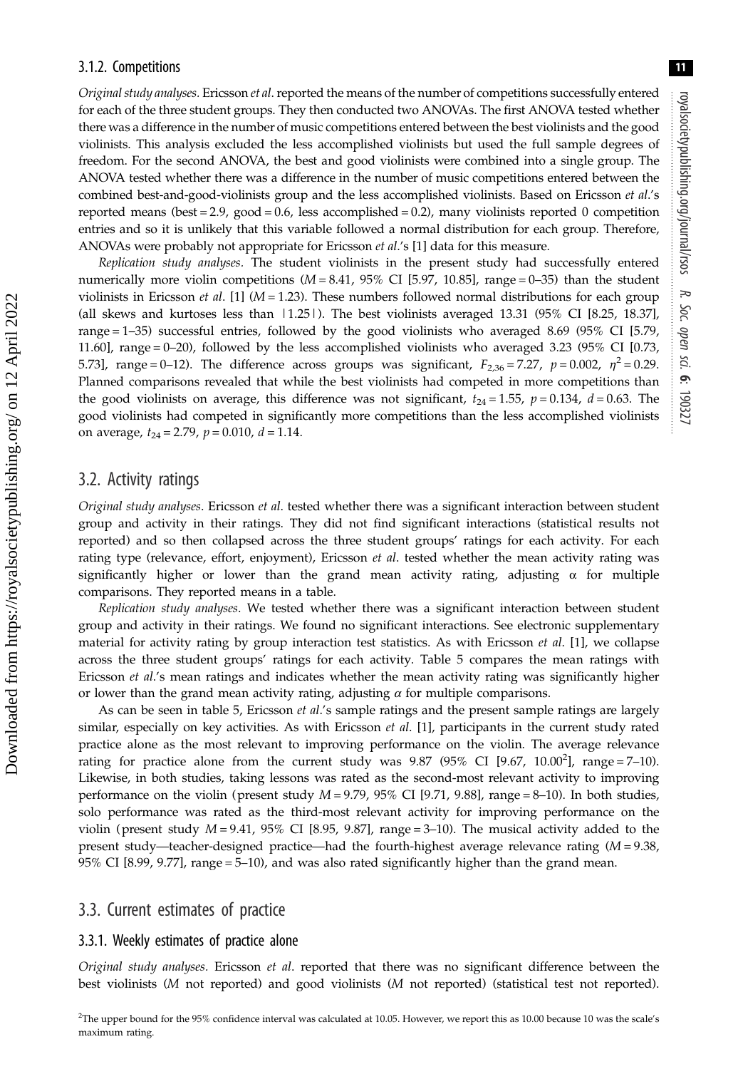### 3.1.2. Competitions

*Original study analyses.* Ericsson *et al*. reported the means of the number of competitions successfully entered for each of the three student groups. They then conducted two ANOVAs. The first ANOVA tested whether there was a difference in the number of music competitions entered between the best violinists and the good violinists. This analysis excluded the less accomplished violinists but used the full sample degrees of freedom. For the second ANOVA, the best and good violinists were combined into a single group. The ANOVA tested whether there was a difference in the number of music competitions entered between the combined best-and-good-violinists group and the less accomplished violinists. Based on Ericsson *et al*.'s reported means (best = 2.9, good = 0.6, less accomplished = 0.2), many violinists reported 0 competition entries and so it is unlikely that this variable followed a normal distribution for each group. Therefore, ANOVAs were probably not appropriate for Ericsson *et al*.'s [1] data for this measure.

*Replication study analyses.* The student violinists in the present study had successfully entered numerically more violin competitions ($M = 8.41$, 95% CI [5.97, 10.85], range = 0–35) than the student violinists in Ericsson *et al*. [1] ($M = 1.23$). These numbers followed normal distributions for each group (all skews and kurtoses less than $|1.25|$). The best violinists averaged 13.31 (95% CI [8.25, 18.37], range = 1–35) successful entries, followed by the good violinists who averaged 8.69 (95% CI [5.79, 11.60], range = 0–20), followed by the less accomplished violinists who averaged 3.23 (95% CI [0.73, 5.73], range = 0–12). The difference across groups was significant, $F_{2,36} = 7.27$, $p = 0.002$, $\eta^2 = 0.29$. Planned comparisons revealed that while the best violinists had competed in more competitions than the good violinists on average, this difference was not significant, $t_{24} = 1.55$, $p = 0.134$, $d = 0.63$. The good violinists had competed in significantly more competitions than the less accomplished violinists on average, $t_{24} = 2.79$, $p = 0.010$, $d = 1.14$.

## 3.2. Activity ratings

*Original study analyses.* Ericsson *et al*. tested whether there was a significant interaction between student group and activity in their ratings. They did not find significant interactions (statistical results not reported) and so then collapsed across the three student groups' ratings for each activity. For each rating type (relevance, effort, enjoyment), Ericsson *et al*. tested whether the mean activity rating was significantly higher or lower than the grand mean activity rating, adjusting α for multiple comparisons. They reported means in a table.

*Replication study analyses.* We tested whether there was a significant interaction between student group and activity in their ratings. We found no significant interactions. See electronic supplementary material for activity rating by group interaction test statistics. As with Ericsson *et al*. [1], we collapse across the three student groups' ratings for each activity. Table 5 compares the mean ratings with Ericsson *et al*.'s mean ratings and indicates whether the mean activity rating was significantly higher or lower than the grand mean activity rating, adjusting $\alpha$ for multiple comparisons.

As can be seen in table 5, Ericsson *et al*.'s sample ratings and the present sample ratings are largely similar, especially on key activities. As with Ericsson *et al*. [1], participants in the current study rated practice alone as the most relevant to improving performance on the violin. The average relevance rating for practice alone from the current study was 9.87 (95% CI [9.67, 10.00[2]], range = 7–10). Likewise, in both studies, taking lessons was rated as the second-most relevant activity to improving performance on the violin (present study $M = 9.79$, 95% CI [9.71, 9.88], range = 8–10). In both studies, solo performance was rated as the third-most relevant activity for improving performance on the violin (present study $M = 9.41$, 95% CI [8.95, 9.87], range = 3–10). The musical activity added to the present study—teacher-designed practice—had the fourth-highest average relevance rating ($M = 9.38$, 95% CI [8.99, 9.77], range = 5–10), and was also rated significantly higher than the grand mean.

## 3.3. Current estimates of practice

### 3.3.1. Weekly estimates of practice alone

*Original study analyses.* Ericsson *et al*. reported that there was no significant difference between the best violinists (*M* not reported) and good violinists (*M* not reported) (statistical test not reported).

[2] The upper bound for the 95% confidence interval was calculated at 10.05. However, we report this as 10.00 because 10 was the scale's maximum rating.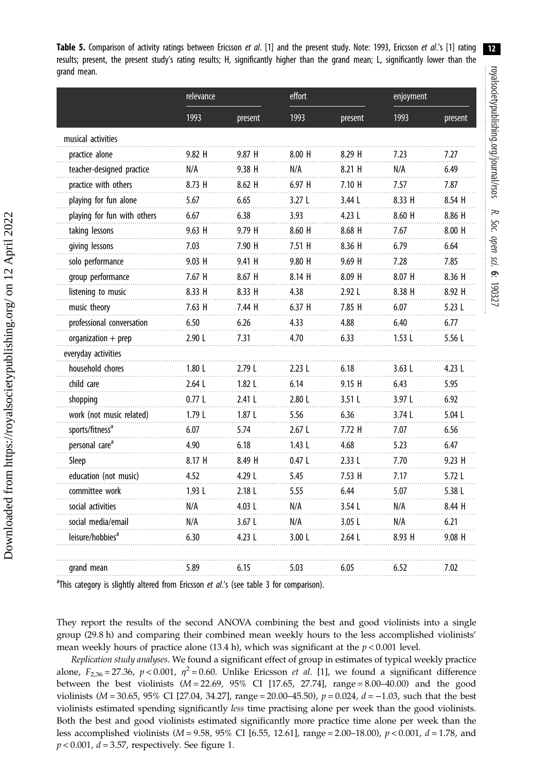**Table 5.** Comparison of activity ratings between Ericsson *et al.* [1] and the present study. Note: 1993, Ericsson *et al.*'s [1] rating results; present, the present study's rating results; H, significantly higher than the grand mean; L, significantly lower than the grand mean.

| | relevance | | effort | | enjoyment | |
|---|---|---|---|---|---|---|
| | 1993 | present | 1993 | present | 1993 | present |
| musical activities | | | | | | |
| practice alone | 9.82 H | 9.87 H | 8.00 H | 8.29 H | 7.23 | 7.27 |
| teacher-designed practice | N/A | 9.38 H | N/A | 8.21 H | N/A | 6.49 |
| practice with others | 8.73 H | 8.62 H | 6.97 H | 7.10 H | 7.57 | 7.87 |
| playing for fun alone | 5.67 | 6.65 | 3.27 L | 3.44 L | 8.33 H | 8.54 H |
| playing for fun with others | 6.67 | 6.38 | 3.93 | 4.23 L | 8.60 H | 8.86 H |
| taking lessons | 9.63 H | 9.79 H | 8.60 H | 8.68 H | 7.67 | 8.00 H |
| giving lessons | 7.03 | 7.90 H | 7.51 H | 8.36 H | 6.79 | 6.64 |
| solo performance | 9.03 H | 9.41 H | 9.80 H | 9.69 H | 7.28 | 7.85 |
| group performance | 7.67 H | 8.67 H | 8.14 H | 8.09 H | 8.07 H | 8.36 H |
| listening to music | 8.33 H | 8.33 H | 4.38 | 2.92 L | 8.38 H | 8.92 H |
| music theory | 7.63 H | 7.44 H | 6.37 H | 7.85 H | 6.07 | 5.23 L |
| professional conversation | 6.50 | 6.26 | 4.33 | 4.88 | 6.40 | 6.77 |
| organization + prep | 2.90 L | 7.31 | 4.70 | 6.33 | 1.53 L | 5.56 L |
| everyday activities | | | | | | |
| household chores | 1.80 L | 2.79 L | 2.23 L | 6.18 | 3.63 L | 4.23 L |
| child care | 2.64 L | 1.82 L | 6.14 | 9.15 H | 6.43 | 5.95 |
| shopping | 0.77 L | 2.41 L | 2.80 L | 3.51 L | 3.97 L | 6.92 |
| work (not music related) | 1.79 L | 1.87 L | 5.56 | 6.36 | 3.74 L | 5.04 L |
| sports/fitness[a] | 6.07 | 5.74 | 2.67 L | 7.72 H | 7.07 | 6.56 |
| personal care[a] | 4.90 | 6.18 | 1.43 L | 4.68 | 5.23 | 6.47 |
| Sleep | 8.17 H | 8.49 H | 0.47 L | 2.33 L | 7.70 | 9.23 H |
| education (not music) | 4.52 | 4.29 L | 5.45 | 7.53 H | 7.17 | 5.72 L |
| committee work | 1.93 L | 2.18 L | 5.55 | 6.44 | 5.07 | 5.38 L |
| social activities | N/A | 4.03 L | N/A | 3.54 L | N/A | 8.44 H |
| social media/email | N/A | 3.67 L | N/A | 3.05 L | N/A | 6.21 |
| leisure/hobbies[a] | 6.30 | 4.23 L | 3.00 L | 2.64 L | 8.93 H | 9.08 H |
| grand mean | 5.89 | 6.15 | 5.03 | 6.05 | 6.52 | 7.02 |

[a]This category is slightly altered from Ericsson *et al.*'s (see table 3 for comparison).

They report the results of the second ANOVA combining the best and good violinists into a single group (29.8 h) and comparing their combined mean weekly hours to the less accomplished violinists' mean weekly hours of practice alone (13.4 h), which was significant at the $p < 0.001$ level.

*Replication study analyses.* We found a significant effect of group in estimates of typical weekly practice alone, $F_{2,36} = 27.36$, $p < 0.001$, $\eta^2 = 0.60$. Unlike Ericsson *et al.* [1], we found a significant difference between the best violinists ($M = 22.69$, 95% CI [17.65, 27.74], range = 8.00–40.00) and the good violinists ($M = 30.65$, 95% CI [27.04, 34.27], range = 20.00–45.50), $p = 0.024$, $d = -1.03$, such that the best violinists estimated spending significantly *less* time practising alone per week than the good violinists. Both the best and good violinists estimated significantly more practice time alone per week than the less accomplished violinists ($M = 9.58$, 95% CI [6.55, 12.61], range = 2.00–18.00), $p < 0.001$, $d = 1.78$, and $p < 0.001$, $d = 3.57$, respectively. See figure 1.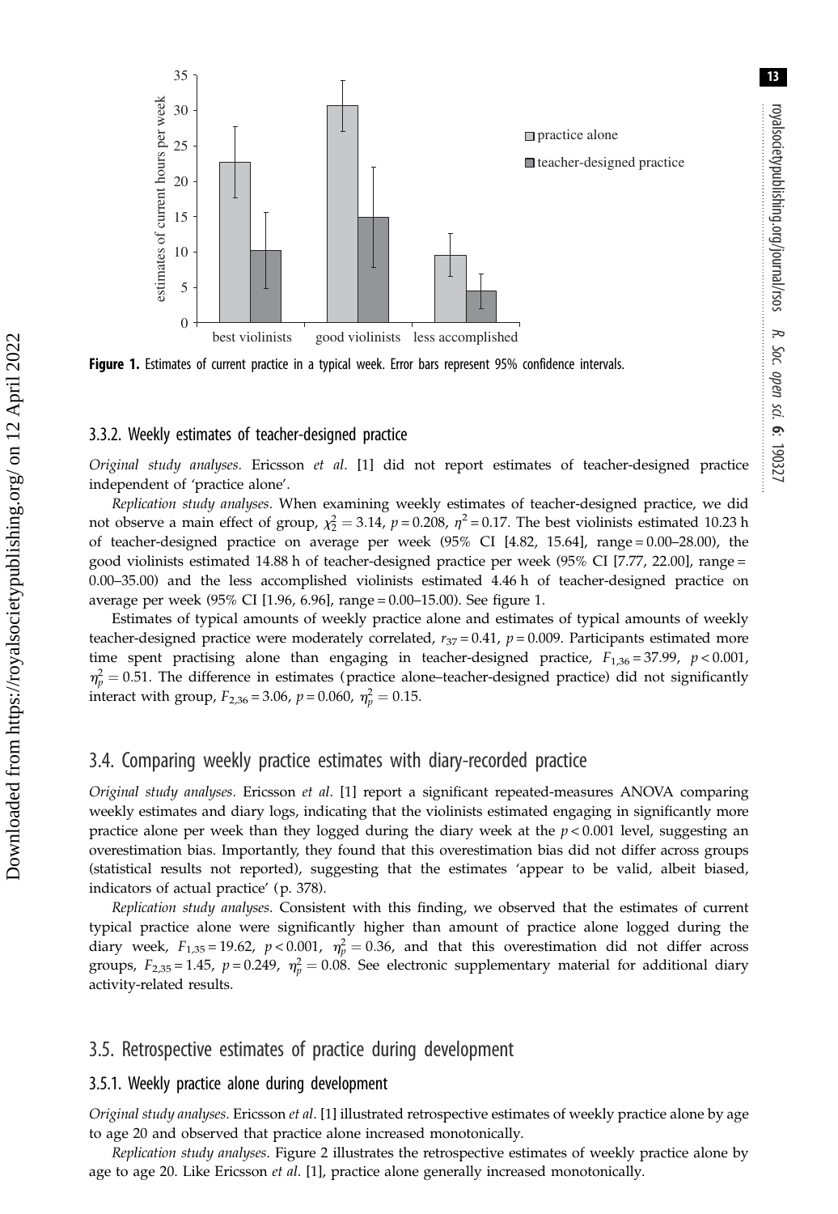**Figure 1.** Estimates of current practice in a typical week. Error bars represent 95% confidence intervals.

### 3.3.2. Weekly estimates of teacher-designed practice

*Original study analyses.* Ericsson *et al.* [1] did not report estimates of teacher-designed practice independent of 'practice alone'.

*Replication study analyses.* When examining weekly estimates of teacher-designed practice, we did not observe a main effect of group, $\chi^2_2 = 3.14$, $p = 0.208$, $\eta^2 = 0.17$. The best violinists estimated 10.23 h of teacher-designed practice on average per week (95% CI [4.82, 15.64], range = 0.00–28.00), the good violinists estimated 14.88 h of teacher-designed practice per week (95% CI [7.77, 22.00], range = 0.00–35.00) and the less accomplished violinists estimated 4.46 h of teacher-designed practice on average per week (95% CI [1.96, 6.96], range = 0.00–15.00). See figure 1.

Estimates of typical amounts of weekly practice alone and estimates of typical amounts of weekly teacher-designed practice were moderately correlated, $r_{37} = 0.41$, $p = 0.009$. Participants estimated more time spent practising alone than engaging in teacher-designed practice, $F_{1,36} = 37.99$, $p < 0.001$, $\eta^2_p = 0.51$. The difference in estimates (practice alone–teacher-designed practice) did not significantly interact with group, $F_{2,36} = 3.06$, $p = 0.060$, $\eta^2_p = 0.15$.

## 3.4. Comparing weekly practice estimates with diary-recorded practice

*Original study analyses.* Ericsson *et al.* [1] report a significant repeated-measures ANOVA comparing weekly estimates and diary logs, indicating that the violinists estimated engaging in significantly more practice alone per week than they logged during the diary week at the $p < 0.001$ level, suggesting an overestimation bias. Importantly, they found that this overestimation bias did not differ across groups (statistical results not reported), suggesting that the estimates 'appear to be valid, albeit biased, indicators of actual practice' (p. 378).

*Replication study analyses.* Consistent with this finding, we observed that the estimates of current typical practice alone were significantly higher than amount of practice alone logged during the diary week, $F_{1,35} = 19.62$, $p < 0.001$, $\eta^2_p = 0.36$, and that this overestimation did not differ across groups, $F_{2,35} = 1.45$, $p = 0.249$, $\eta^2_p = 0.08$. See electronic supplementary material for additional diary activity-related results.

## 3.5. Retrospective estimates of practice during development

### 3.5.1. Weekly practice alone during development

*Original study analyses.* Ericsson *et al.* [1] illustrated retrospective estimates of weekly practice alone by age to age 20 and observed that practice alone increased monotonically.

*Replication study analyses.* Figure 2 illustrates the retrospective estimates of weekly practice alone by age to age 20. Like Ericsson *et al.* [1], practice alone generally increased monotonically.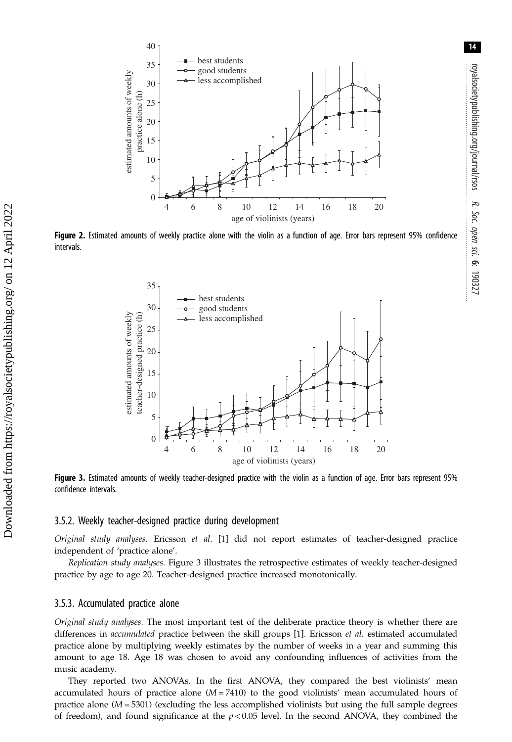**Figure 2.** Estimated amounts of weekly practice alone with the violin as a function of age. Error bars represent 95% confidence intervals.

**Figure 3.** Estimated amounts of weekly teacher-designed practice with the violin as a function of age. Error bars represent 95% confidence intervals.

### 3.5.2. Weekly teacher-designed practice during development

*Original study analyses.* Ericsson *et al.* [1] did not report estimates of teacher-designed practice independent of 'practice alone'.

*Replication study analyses.* Figure 3 illustrates the retrospective estimates of weekly teacher-designed practice by age to age 20. Teacher-designed practice increased monotonically.

### 3.5.3. Accumulated practice alone

*Original study analyses.* The most important test of the deliberate practice theory is whether there are differences in *accumulated* practice between the skill groups [1]. Ericsson *et al.* estimated accumulated practice alone by multiplying weekly estimates by the number of weeks in a year and summing this amount to age 18. Age 18 was chosen to avoid any confounding influences of activities from the music academy.

They reported two ANOVAs. In the first ANOVA, they compared the best violinists' mean accumulated hours of practice alone ($M = 7410$) to the good violinists' mean accumulated hours of practice alone ($M = 5301$) (excluding the less accomplished violinists but using the full sample degrees of freedom), and found significance at the $p < 0.05$ level. In the second ANOVA, they combined the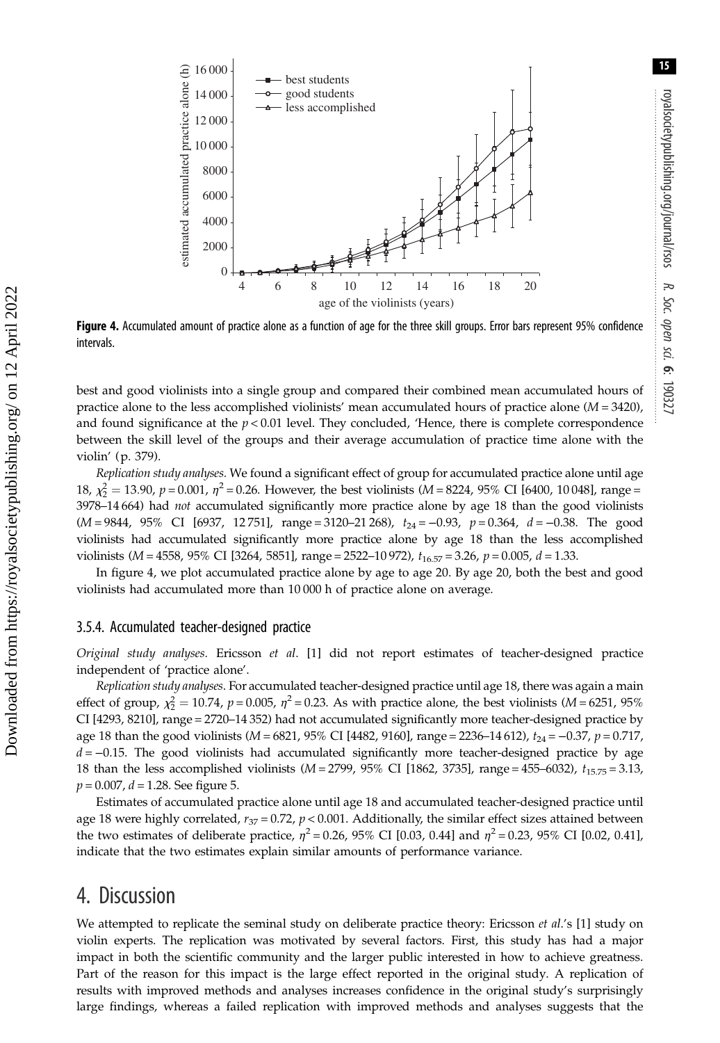**Figure 4.** Accumulated amount of practice alone as a function of age for the three skill groups. Error bars represent 95% confidence intervals.

best and good violinists into a single group and compared their combined mean accumulated hours of practice alone to the less accomplished violinists' mean accumulated hours of practice alone ($M = 3420$), and found significance at the $p < 0.01$ level. They concluded, 'Hence, there is complete correspondence between the skill level of the groups and their average accumulation of practice time alone with the violin' (p. 379).

*Replication study analyses.* We found a significant effect of group for accumulated practice alone until age 18, $\chi^2_2 = 13.90$, $p = 0.001$, $\eta^2 = 0.26$. However, the best violinists ($M = 8224$, 95% CI [6400, 10 048], range = 3978–14 664) had *not* accumulated significantly more practice alone by age 18 than the good violinists ($M = 9844$, 95% CI [6937, 12 751], range = 3120–21 268), $t_{24} = -0.93$, $p = 0.364$, $d = -0.38$. The good violinists had accumulated significantly more practice alone by age 18 than the less accomplished violinists ($M = 4558$, 95% CI [3264, 5851], range = 2522–10 972), $t_{16.57} = 3.26$, $p = 0.005$, $d = 1.33$.

In figure 4, we plot accumulated practice alone by age to age 20. By age 20, both the best and good violinists had accumulated more than 10 000 h of practice alone on average.

### 3.5.4. Accumulated teacher-designed practice

*Original study analyses.* Ericsson *et al*. [1] did not report estimates of teacher-designed practice independent of 'practice alone'.

*Replication study analyses.* For accumulated teacher-designed practice until age 18, there was again a main effect of group, $\chi^2_2 = 10.74$, $p = 0.005$, $\eta^2 = 0.23$. As with practice alone, the best violinists ($M = 6251$, 95% CI [4293, 8210], range = 2720–14 352) had not accumulated significantly more teacher-designed practice by age 18 than the good violinists ($M = 6821$, 95% CI [4482, 9160], range = 2236–14 612), $t_{24} = -0.37$, $p = 0.717$, $d = -0.15$. The good violinists had accumulated significantly more teacher-designed practice by age 18 than the less accomplished violinists ($M = 2799$, 95% CI [1862, 3735], range = 455–6032), $t_{15.75} = 3.13$, $p = 0.007$, $d = 1.28$. See figure 5.

Estimates of accumulated practice alone until age 18 and accumulated teacher-designed practice until age 18 were highly correlated, $r_{37} = 0.72$, $p < 0.001$. Additionally, the similar effect sizes attained between the two estimates of deliberate practice, $\eta^2 = 0.26$, 95% CI [0.03, 0.44] and $\eta^2 = 0.23$, 95% CI [0.02, 0.41], indicate that the two estimates explain similar amounts of performance variance.

# 4. Discussion

We attempted to replicate the seminal study on deliberate practice theory: Ericsson *et al*.'s [1] study on violin experts. The replication was motivated by several factors. First, this study has had a major impact in both the scientific community and the larger public interested in how to achieve greatness. Part of the reason for this impact is the large effect reported in the original study. A replication of results with improved methods and analyses increases confidence in the original study's surprisingly large findings, whereas a failed replication with improved methods and analyses suggests that the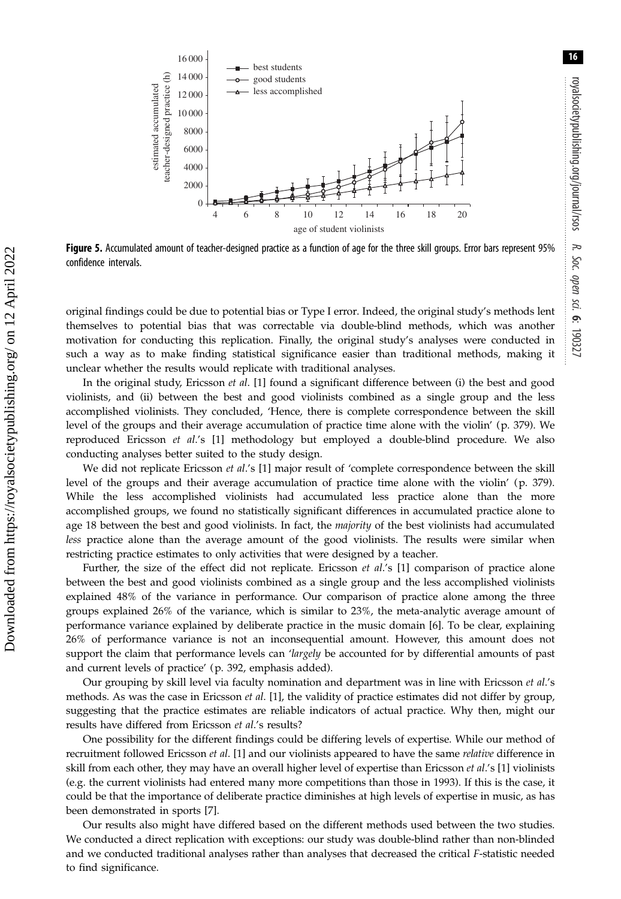**Figure 5.** Accumulated amount of teacher-designed practice as a function of age for the three skill groups. Error bars represent 95% confidence intervals.

original findings could be due to potential bias or Type I error. Indeed, the original study's methods lent themselves to potential bias that was correctable via double-blind methods, which was another motivation for conducting this replication. Finally, the original study's analyses were conducted in such a way as to make finding statistical significance easier than traditional methods, making it unclear whether the results would replicate with traditional analyses.

In the original study, Ericsson *et al.* [1] found a significant difference between (i) the best and good violinists, and (ii) between the best and good violinists combined as a single group and the less accomplished violinists. They concluded, 'Hence, there is complete correspondence between the skill level of the groups and their average accumulation of practice time alone with the violin' (p. 379). We reproduced Ericsson *et al.*'s [1] methodology but employed a double-blind procedure. We also conducting analyses better suited to the study design.

We did not replicate Ericsson *et al.*'s [1] major result of 'complete correspondence between the skill level of the groups and their average accumulation of practice time alone with the violin' (p. 379). While the less accomplished violinists had accumulated less practice alone than the more accomplished groups, we found no statistically significant differences in accumulated practice alone to age 18 between the best and good violinists. In fact, the *majority* of the best violinists had accumulated *less* practice alone than the average amount of the good violinists. The results were similar when restricting practice estimates to only activities that were designed by a teacher.

Further, the size of the effect did not replicate. Ericsson *et al.*'s [1] comparison of practice alone between the best and good violinists combined as a single group and the less accomplished violinists explained 48% of the variance in performance. Our comparison of practice alone among the three groups explained 26% of the variance, which is similar to 23%, the meta-analytic average amount of performance variance explained by deliberate practice in the music domain [6]. To be clear, explaining 26% of performance variance is not an inconsequential amount. However, this amount does not support the claim that performance levels can '*largely* be accounted for by differential amounts of past and current levels of practice' (p. 392, emphasis added).

Our grouping by skill level via faculty nomination and department was in line with Ericsson *et al.*'s methods. As was the case in Ericsson *et al.* [1], the validity of practice estimates did not differ by group, suggesting that the practice estimates are reliable indicators of actual practice. Why then, might our results have differed from Ericsson *et al.*'s results?

One possibility for the different findings could be differing levels of expertise. While our method of recruitment followed Ericsson *et al.* [1] and our violinists appeared to have the same *relative* difference in skill from each other, they may have an overall higher level of expertise than Ericsson *et al.*'s [1] violinists (e.g. the current violinists had entered many more competitions than those in 1993). If this is the case, it could be that the importance of deliberate practice diminishes at high levels of expertise in music, as has been demonstrated in sports [7].

Our results also might have differed based on the different methods used between the two studies. We conducted a direct replication with exceptions: our study was double-blind rather than non-blinded and we conducted traditional analyses rather than analyses that decreased the critical $F$-statistic needed to find significance.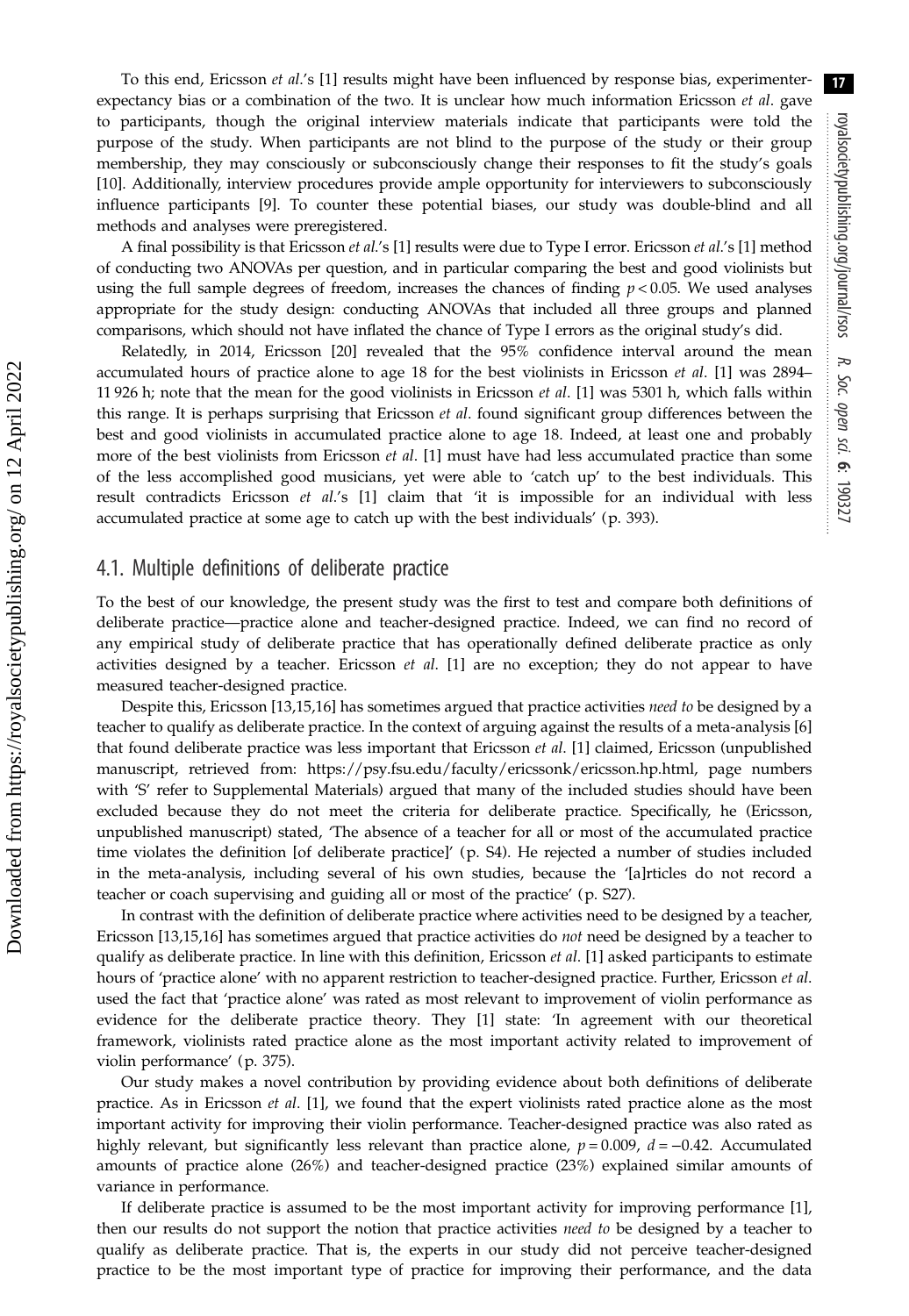To this end, Ericsson *et al.*'s [1] results might have been influenced by response bias, experimenter-expectancy bias or a combination of the two. It is unclear how much information Ericsson *et al.* gave to participants, though the original interview materials indicate that participants were told the purpose of the study. When participants are not blind to the purpose of the study or their group membership, they may consciously or subconsciously change their responses to fit the study's goals [10]. Additionally, interview procedures provide ample opportunity for interviewers to subconsciously influence participants [9]. To counter these potential biases, our study was double-blind and all methods and analyses were preregistered.

A final possibility is that Ericsson *et al.*'s [1] results were due to Type I error. Ericsson *et al.*'s [1] method of conducting two ANOVAs per question, and in particular comparing the best and good violinists but using the full sample degrees of freedom, increases the chances of finding $p < 0.05$. We used analyses appropriate for the study design: conducting ANOVAs that included all three groups and planned comparisons, which should not have inflated the chance of Type I errors as the original study's did.

Relatedly, in 2014, Ericsson [20] revealed that the 95% confidence interval around the mean accumulated hours of practice alone to age 18 for the best violinists in Ericsson *et al.* [1] was 2894–11 926 h; note that the mean for the good violinists in Ericsson *et al.* [1] was 5301 h, which falls within this range. It is perhaps surprising that Ericsson *et al.* found significant group differences between the best and good violinists in accumulated practice alone to age 18. Indeed, at least one and probably more of the best violinists from Ericsson *et al.* [1] must have had less accumulated practice than some of the less accomplished good musicians, yet were able to 'catch up' to the best individuals. This result contradicts Ericsson *et al.*'s [1] claim that 'it is impossible for an individual with less accumulated practice at some age to catch up with the best individuals' (p. 393).

## 4.1. Multiple definitions of deliberate practice

To the best of our knowledge, the present study was the first to test and compare both definitions of deliberate practice—practice alone and teacher-designed practice. Indeed, we can find no record of any empirical study of deliberate practice that has operationally defined deliberate practice as only activities designed by a teacher. Ericsson *et al.* [1] are no exception; they do not appear to have measured teacher-designed practice.

Despite this, Ericsson [13,15,16] has sometimes argued that practice activities *need to* be designed by a teacher to qualify as deliberate practice. In the context of arguing against the results of a meta-analysis [6] that found deliberate practice was less important that Ericsson *et al.* [1] claimed, Ericsson (unpublished manuscript, retrieved from: https://psy.fsu.edu/faculty/ericssonk/ericsson.hp.html, page numbers with 'S' refer to Supplemental Materials) argued that many of the included studies should have been excluded because they do not meet the criteria for deliberate practice. Specifically, he (Ericsson, unpublished manuscript) stated, 'The absence of a teacher for all or most of the accumulated practice time violates the definition [of deliberate practice]' (p. S4). He rejected a number of studies included in the meta-analysis, including several of his own studies, because the '[a]rticles do not record a teacher or coach supervising and guiding all or most of the practice' (p. S27).

In contrast with the definition of deliberate practice where activities need to be designed by a teacher, Ericsson [13,15,16] has sometimes argued that practice activities do *not* need be designed by a teacher to qualify as deliberate practice. In line with this definition, Ericsson *et al.* [1] asked participants to estimate hours of 'practice alone' with no apparent restriction to teacher-designed practice. Further, Ericsson *et al.* used the fact that 'practice alone' was rated as most relevant to improvement of violin performance as evidence for the deliberate practice theory. They [1] state: 'In agreement with our theoretical framework, violinists rated practice alone as the most important activity related to improvement of violin performance' (p. 375).

Our study makes a novel contribution by providing evidence about both definitions of deliberate practice. As in Ericsson *et al.* [1], we found that the expert violinists rated practice alone as the most important activity for improving their violin performance. Teacher-designed practice was also rated as highly relevant, but significantly less relevant than practice alone, $p = 0.009$, $d = -0.42$. Accumulated amounts of practice alone (26%) and teacher-designed practice (23%) explained similar amounts of variance in performance.

If deliberate practice is assumed to be the most important activity for improving performance [1], then our results do not support the notion that practice activities *need to* be designed by a teacher to qualify as deliberate practice. That is, the experts in our study did not perceive teacher-designed practice to be the most important type of practice for improving their performance, and the data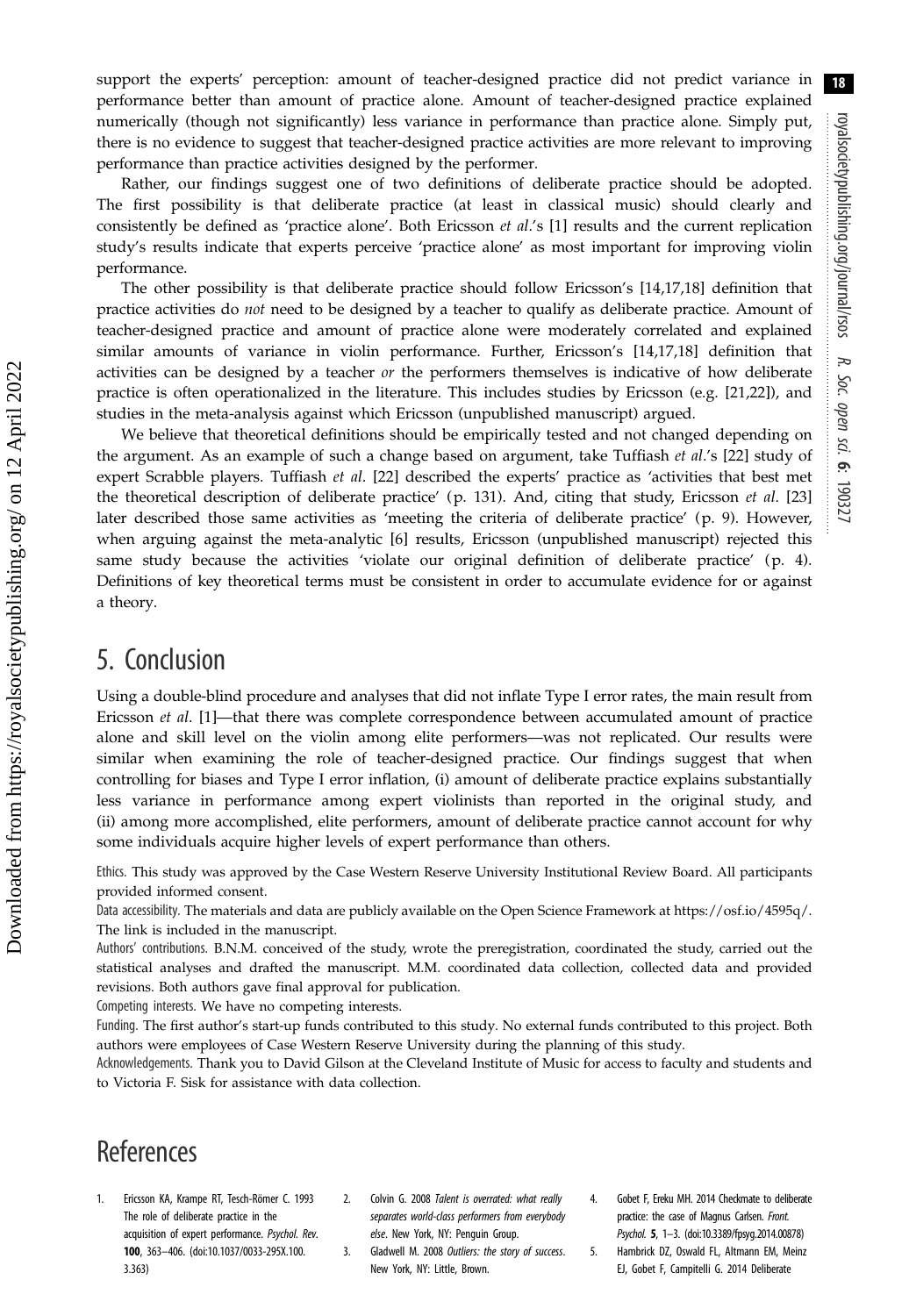support the experts' perception: amount of teacher-designed practice did not predict variance in performance better than amount of practice alone. Amount of teacher-designed practice explained numerically (though not significantly) less variance in performance than practice alone. Simply put, there is no evidence to suggest that teacher-designed practice activities are more relevant to improving performance than practice activities designed by the performer.

Rather, our findings suggest one of two definitions of deliberate practice should be adopted. The first possibility is that deliberate practice (at least in classical music) should clearly and consistently be defined as 'practice alone'. Both Ericsson *et al*.'s [1] results and the current replication study's results indicate that experts perceive 'practice alone' as most important for improving violin performance.

The other possibility is that deliberate practice should follow Ericsson's [14,17,18] definition that practice activities do *not* need to be designed by a teacher to qualify as deliberate practice. Amount of teacher-designed practice and amount of practice alone were moderately correlated and explained similar amounts of variance in violin performance. Further, Ericsson's [14,17,18] definition that activities can be designed by a teacher *or* the performers themselves is indicative of how deliberate practice is often operationalized in the literature. This includes studies by Ericsson (e.g. [21,22]), and studies in the meta-analysis against which Ericsson (unpublished manuscript) argued.

We believe that theoretical definitions should be empirically tested and not changed depending on the argument. As an example of such a change based on argument, take Tuffiash *et al*.'s [22] study of expert Scrabble players. Tuffiash *et al*. [22] described the experts' practice as 'activities that best met the theoretical description of deliberate practice' (p. 131). And, citing that study, Ericsson *et al*. [23] later described those same activities as 'meeting the criteria of deliberate practice' (p. 9). However, when arguing against the meta-analytic [6] results, Ericsson (unpublished manuscript) rejected this same study because the activities 'violate our original definition of deliberate practice' (p. 4). Definitions of key theoretical terms must be consistent in order to accumulate evidence for or against a theory.

## 5. Conclusion

Using a double-blind procedure and analyses that did not inflate Type I error rates, the main result from Ericsson *et al*. [1]—that there was complete correspondence between accumulated amount of practice alone and skill level on the violin among elite performers—was not replicated. Our results were similar when examining the role of teacher-designed practice. Our findings suggest that when controlling for biases and Type I error inflation, (i) amount of deliberate practice explains substantially less variance in performance among expert violinists than reported in the original study, and (ii) among more accomplished, elite performers, amount of deliberate practice cannot account for why some individuals acquire higher levels of expert performance than others.

Ethics. This study was approved by the Case Western Reserve University Institutional Review Board. All participants provided informed consent.

Data accessibility. The materials and data are publicly available on the Open Science Framework at https://osf.io/4595q/. The link is included in the manuscript.

Authors' contributions. B.N.M. conceived of the study, wrote the preregistration, coordinated the study, carried out the statistical analyses and drafted the manuscript. M.M. coordinated data collection, collected data and provided revisions. Both authors gave final approval for publication.

Competing interests. We have no competing interests.

Funding. The first author's start-up funds contributed to this study. No external funds contributed to this project. Both authors were employees of Case Western Reserve University during the planning of this study.

Acknowledgements. Thank you to David Gilson at the Cleveland Institute of Music for access to faculty and students and to Victoria F. Sisk for assistance with data collection.

## References

1. Ericsson KA, Krampe RT, Tesch-Römer C. 1993 The role of deliberate practice in the acquisition of expert performance. *Psychol. Rev.* **100**, 363–406. (doi:10.1037/0033-295X.100.3.363)
2. Colvin G. 2008 *Talent is overrated: what really separates world-class performers from everybody else*. New York, NY: Penguin Group.
3. Gladwell M. 2008 *Outliers: the story of success*. New York, NY: Little, Brown.
4. Gobet F, Ereku MH. 2014 Checkmate to deliberate practice: the case of Magnus Carlsen. *Front. Psychol.* **5**, 1–3. (doi:10.3389/fpsyg.2014.00878)
5. Hambrick DZ, Oswald FL, Altmann EM, Meinz EJ, Gobet F, Campitelli G. 2014 Deliberate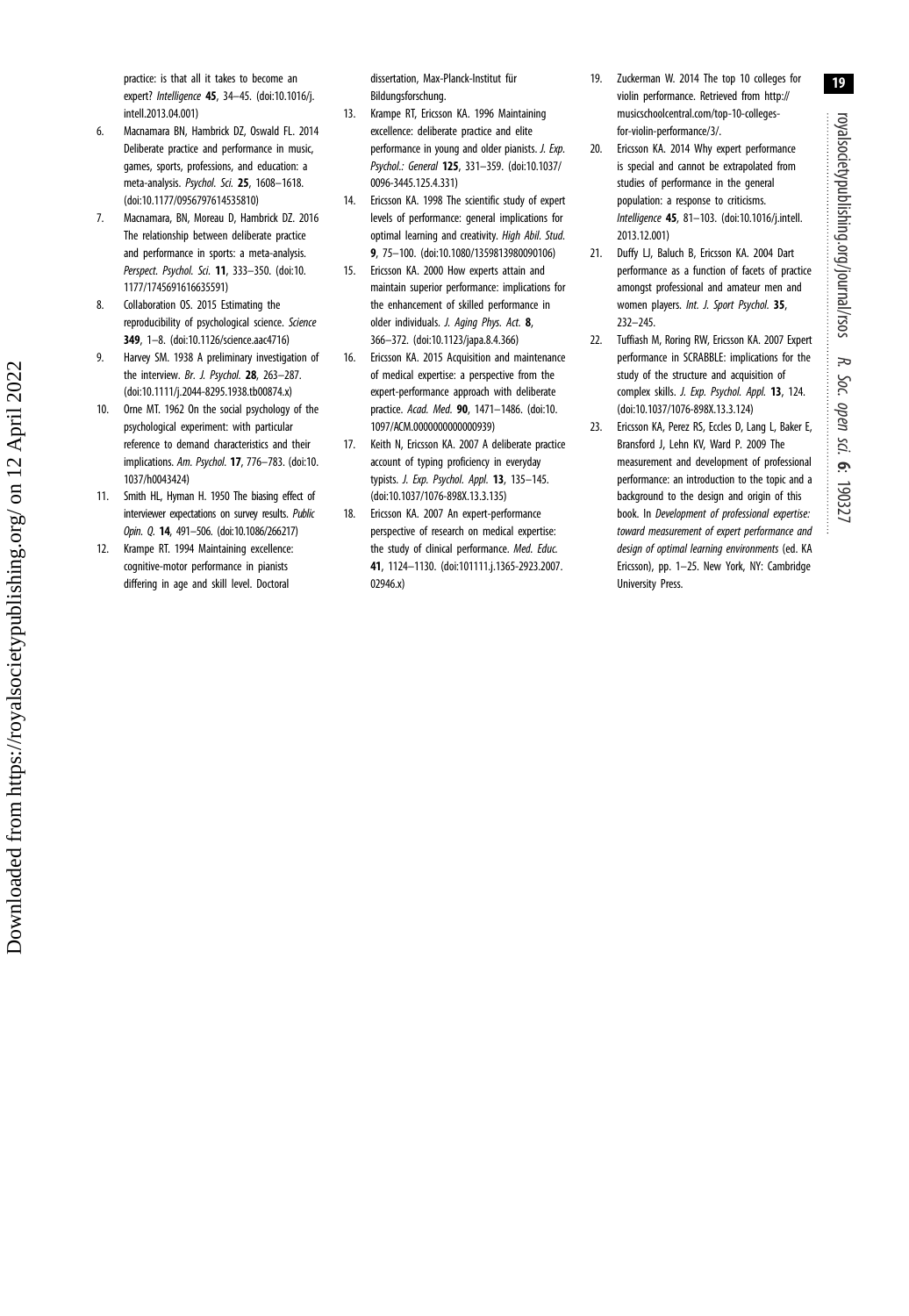practice: is that all it takes to become an expert? *Intelligence* **45**, 34–45. (doi:10.1016/j.intell.2013.04.001)

6. Macnamara BN, Hambrick DZ, Oswald FL. 2014 Deliberate practice and performance in music, games, sports, professions, and education: a meta-analysis. *Psychol. Sci.* **25**, 1608–1618. (doi:10.1177/0956797614535810)
7. Macnamara, BN, Moreau D, Hambrick DZ. 2016 The relationship between deliberate practice and performance in sports: a meta-analysis. *Perspect. Psychol. Sci.* **11**, 333–350. (doi:10.1177/1745691616635591)
8. Collaboration OS. 2015 Estimating the reproducibility of psychological science. *Science* **349**, 1–8. (doi:10.1126/science.aac4716)
9. Harvey SM. 1938 A preliminary investigation of the interview. *Br. J. Psychol.* **28**, 263–287. (doi:10.1111/j.2044-8295.1938.tb00874.x)
10. Orne MT. 1962 On the social psychology of the psychological experiment: with particular reference to demand characteristics and their implications. *Am. Psychol.* **17**, 776–783. (doi:10.1037/h0043424)
11. Smith HL, Hyman H. 1950 The biasing effect of interviewer expectations on survey results. *Public Opin. Q.* **14**, 491–506. (doi:10.1086/266217)
12. Krampe RT. 1994 Maintaining excellence: cognitive-motor performance in pianists differing in age and skill level. Doctoral dissertation, Max-Planck-Institut für Bildungsforschung.
13. Krampe RT, Ericsson KA. 1996 Maintaining excellence: deliberate practice and elite performance in young and older pianists. *J. Exp. Psychol.: General* **125**, 331–359. (doi:10.1037/0096-3445.125.4.331)
14. Ericsson KA. 1998 The scientific study of expert levels of performance: general implications for optimal learning and creativity. *High Abil. Stud.* **9**, 75–100. (doi:10.1080/1359813980090106)
15. Ericsson KA. 2000 How experts attain and maintain superior performance: implications for the enhancement of skilled performance in older individuals. *J. Aging Phys. Act.* **8**, 366–372. (doi:10.1123/japa.8.4.366)
16. Ericsson KA. 2015 Acquisition and maintenance of medical expertise: a perspective from the expert-performance approach with deliberate practice. *Acad. Med.* **90**, 1471–1486. (doi:10.1097/ACM.0000000000000939)
17. Keith N, Ericsson KA. 2007 A deliberate practice account of typing proficiency in everyday typists. *J. Exp. Psychol. Appl.* **13**, 135–145. (doi:10.1037/1076-898X.13.3.135)
18. Ericsson KA. 2007 An expert-performance perspective of research on medical expertise: the study of clinical performance. *Med. Educ.* **41**, 1124–1130. (doi:101111.j.1365-2923.2007.02946.x)
19. Zuckerman W. 2014 The top 10 colleges for violin performance. Retrieved from http://musicschoolcentral.com/top-10-colleges-for-violin-performance/3/.
20. Ericsson KA. 2014 Why expert performance is special and cannot be extrapolated from studies of performance in the general population: a response to criticisms. *Intelligence* **45**, 81–103. (doi:10.1016/j.intell.2013.12.001)
21. Duffy LJ, Baluch B, Ericsson KA. 2004 Dart performance as a function of facets of practice amongst professional and amateur men and women players. *Int. J. Sport Psychol.* **35**, 232–245.
22. Tuffiash M, Roring RW, Ericsson KA. 2007 Expert performance in SCRABBLE: implications for the study of the structure and acquisition of complex skills. *J. Exp. Psychol. Appl.* **13**, 124. (doi:10.1037/1076-898X.13.3.124)
23. Ericsson KA, Perez RS, Eccles D, Lang L, Baker E, Bransford J, Lehn KV, Ward P. 2009 The measurement and development of professional performance: an introduction to the topic and a background to the design and origin of this book. In *Development of professional expertise: toward measurement of expert performance and design of optimal learning environments* (ed. KA Ericsson), pp. 1–25. New York, NY: Cambridge University Press.